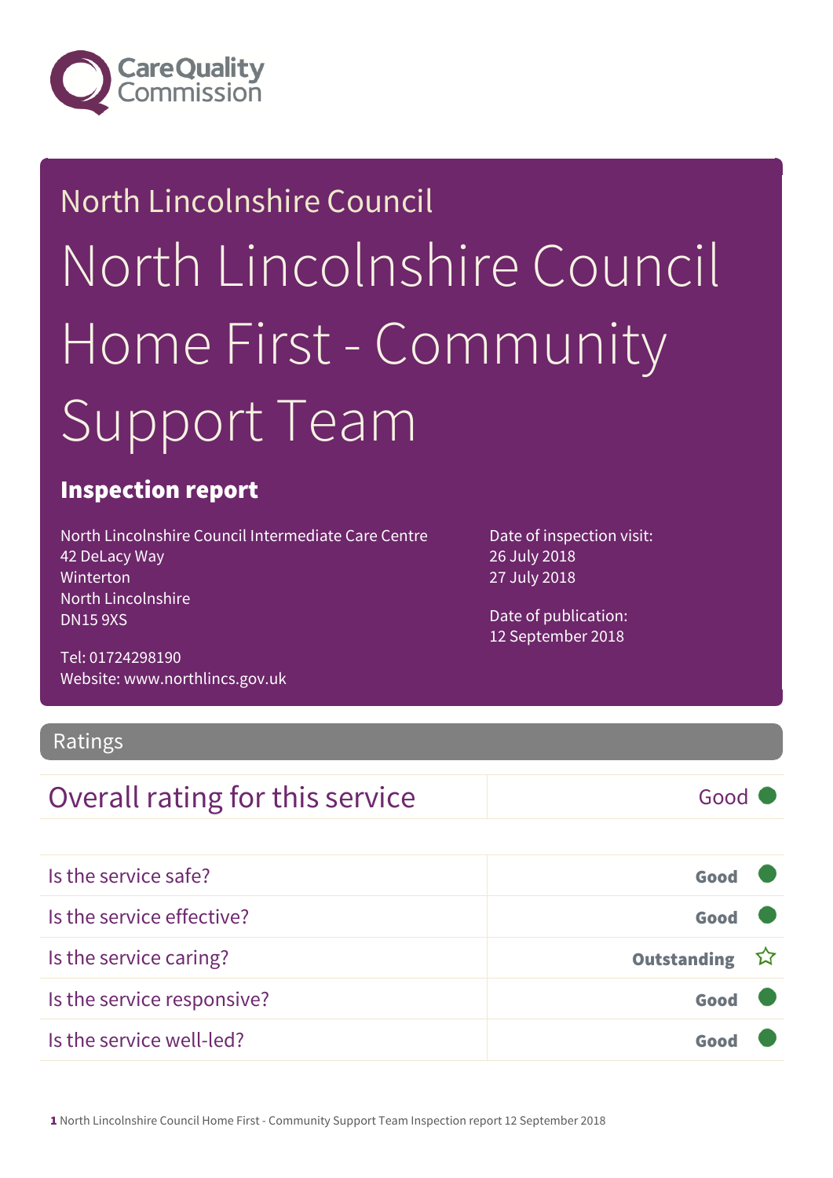Care Quality Commission

North Lincolnshire Council

# North Lincolnshire Council Home First - Community Support Team

## Inspection report

North Lincolnshire Council Intermediate Care Centre
42 DeLacy Way
Winterton
North Lincolnshire
DN15 9XS

Tel: 01724298190
Website: www.northlincs.gov.uk

Date of inspection visit:
26 July 2018
27 July 2018

Date of publication:
12 September 2018

## Ratings

| Overall rating for this service | Good |
| --- | --- |

| | |
| --- | --- |
| Is the service safe? | **Good** |
| Is the service effective? | **Good** |
| Is the service caring? | **Outstanding** ☆ |
| Is the service responsive? | **Good** |
| Is the service well-led? | **Good** |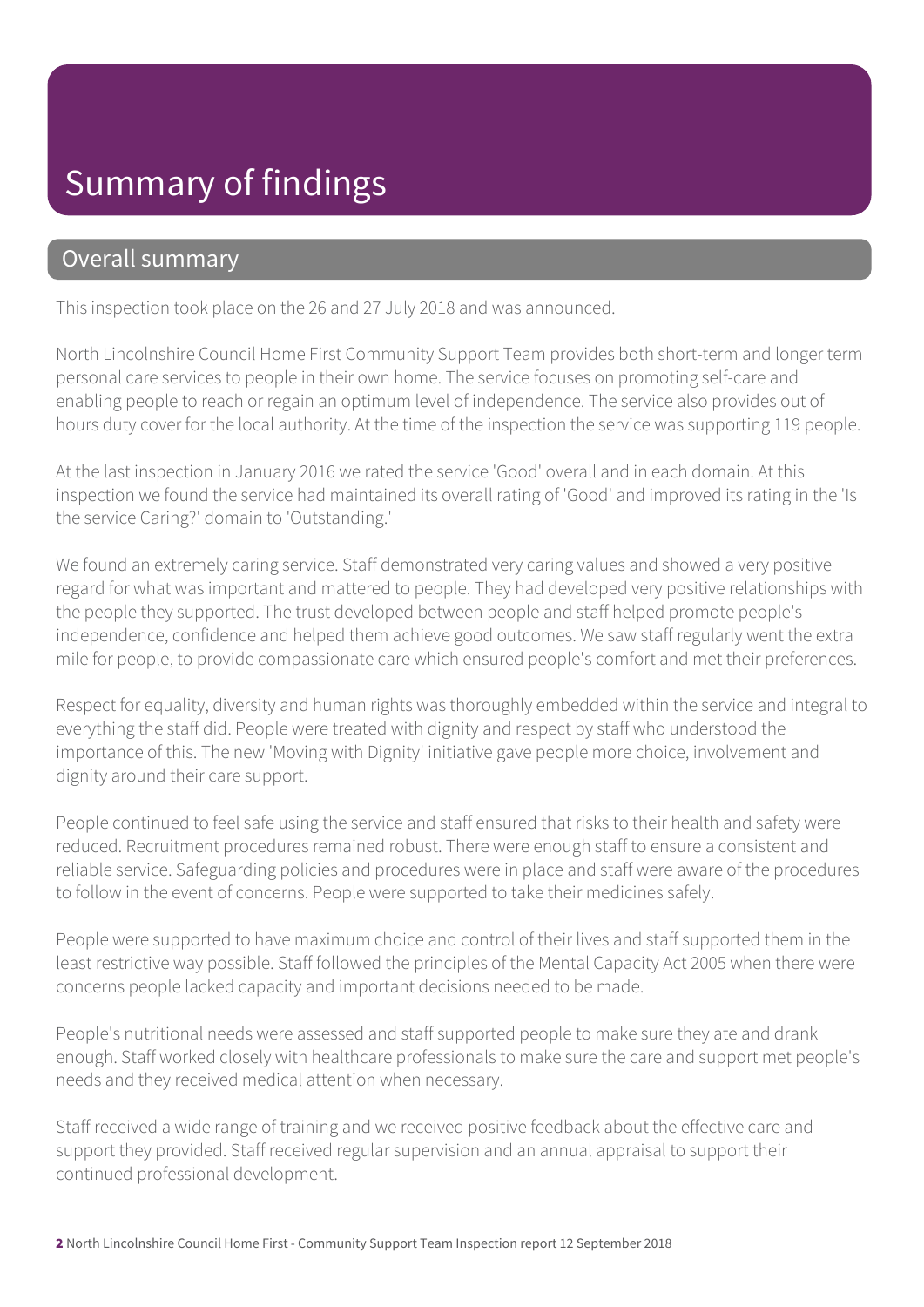# Summary of findings

## Overall summary

This inspection took place on the 26 and 27 July 2018 and was announced.

North Lincolnshire Council Home First Community Support Team provides both short-term and longer term personal care services to people in their own home. The service focuses on promoting self-care and enabling people to reach or regain an optimum level of independence. The service also provides out of hours duty cover for the local authority. At the time of the inspection the service was supporting 119 people.

At the last inspection in January 2016 we rated the service 'Good' overall and in each domain. At this inspection we found the service had maintained its overall rating of 'Good' and improved its rating in the 'Is the service Caring?' domain to 'Outstanding.'

We found an extremely caring service. Staff demonstrated very caring values and showed a very positive regard for what was important and mattered to people. They had developed very positive relationships with the people they supported. The trust developed between people and staff helped promote people's independence, confidence and helped them achieve good outcomes. We saw staff regularly went the extra mile for people, to provide compassionate care which ensured people's comfort and met their preferences.

Respect for equality, diversity and human rights was thoroughly embedded within the service and integral to everything the staff did. People were treated with dignity and respect by staff who understood the importance of this. The new 'Moving with Dignity' initiative gave people more choice, involvement and dignity around their care support.

People continued to feel safe using the service and staff ensured that risks to their health and safety were reduced. Recruitment procedures remained robust. There were enough staff to ensure a consistent and reliable service. Safeguarding policies and procedures were in place and staff were aware of the procedures to follow in the event of concerns. People were supported to take their medicines safely.

People were supported to have maximum choice and control of their lives and staff supported them in the least restrictive way possible. Staff followed the principles of the Mental Capacity Act 2005 when there were concerns people lacked capacity and important decisions needed to be made.

People's nutritional needs were assessed and staff supported people to make sure they ate and drank enough. Staff worked closely with healthcare professionals to make sure the care and support met people's needs and they received medical attention when necessary.

Staff received a wide range of training and we received positive feedback about the effective care and support they provided. Staff received regular supervision and an annual appraisal to support their continued professional development.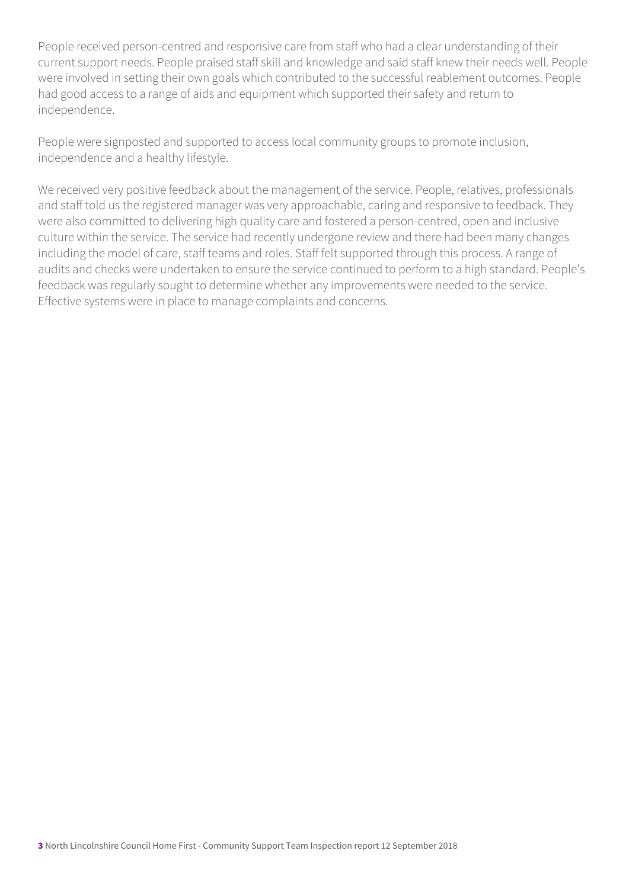People received person-centred and responsive care from staff who had a clear understanding of their current support needs. People praised staff skill and knowledge and said staff knew their needs well. People were involved in setting their own goals which contributed to the successful reablement outcomes. People had good access to a range of aids and equipment which supported their safety and return to independence.

People were signposted and supported to access local community groups to promote inclusion, independence and a healthy lifestyle.

We received very positive feedback about the management of the service. People, relatives, professionals and staff told us the registered manager was very approachable, caring and responsive to feedback. They were also committed to delivering high quality care and fostered a person-centred, open and inclusive culture within the service. The service had recently undergone review and there had been many changes including the model of care, staff teams and roles. Staff felt supported through this process. A range of audits and checks were undertaken to ensure the service continued to perform to a high standard. People's feedback was regularly sought to determine whether any improvements were needed to the service. Effective systems were in place to manage complaints and concerns.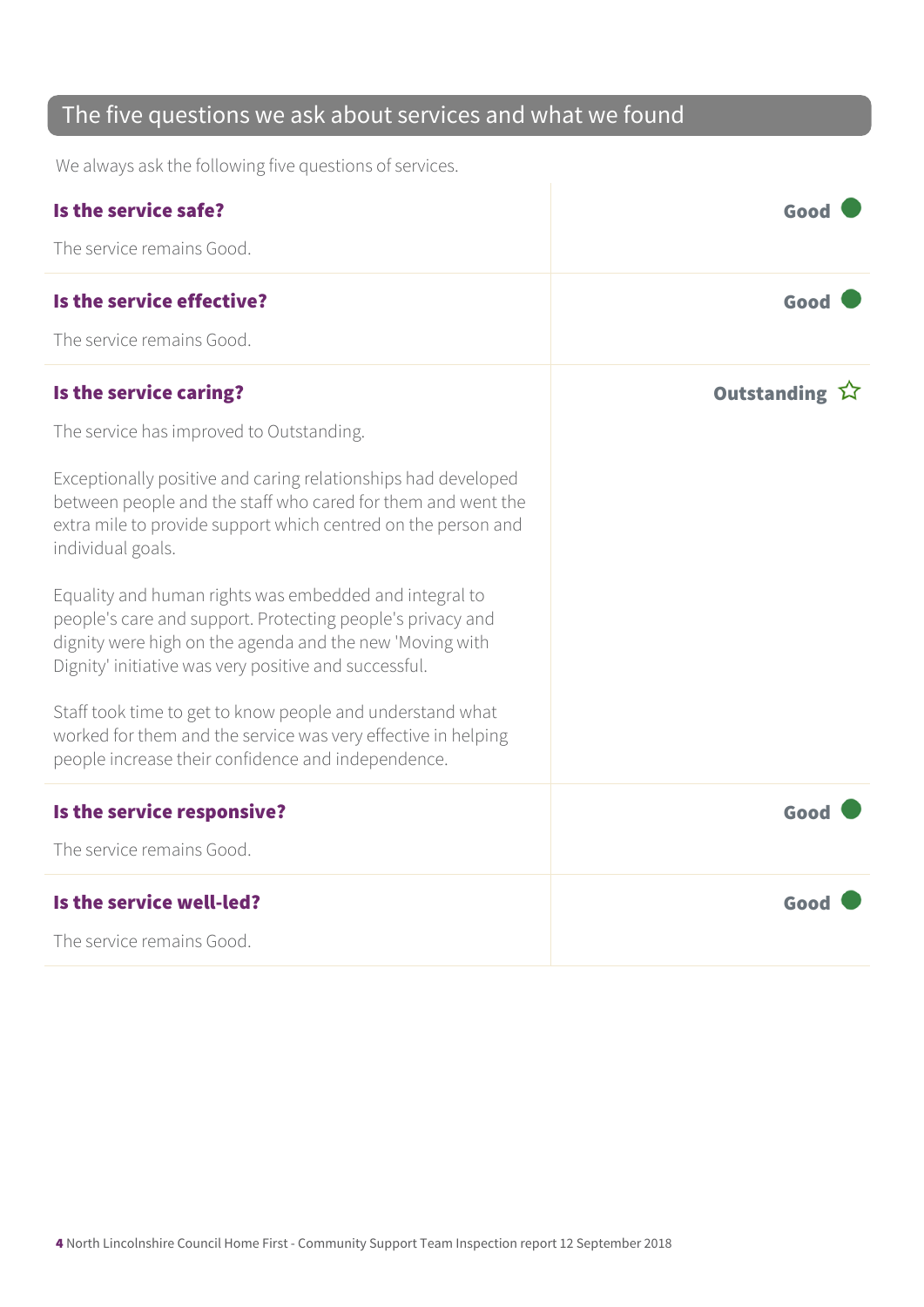## The five questions we ask about services and what we found

We always ask the following five questions of services.

### Is the service safe?

**Good**

The service remains Good.

### Is the service effective?

**Good**

The service remains Good.

### Is the service caring?

**Outstanding**

The service has improved to Outstanding.

Exceptionally positive and caring relationships had developed between people and the staff who cared for them and went the extra mile to provide support which centred on the person and individual goals.

Equality and human rights was embedded and integral to people's care and support. Protecting people's privacy and dignity were high on the agenda and the new 'Moving with Dignity' initiative was very positive and successful.

Staff took time to get to know people and understand what worked for them and the service was very effective in helping people increase their confidence and independence.

### Is the service responsive?

**Good**

The service remains Good.

### Is the service well-led?

**Good**

The service remains Good.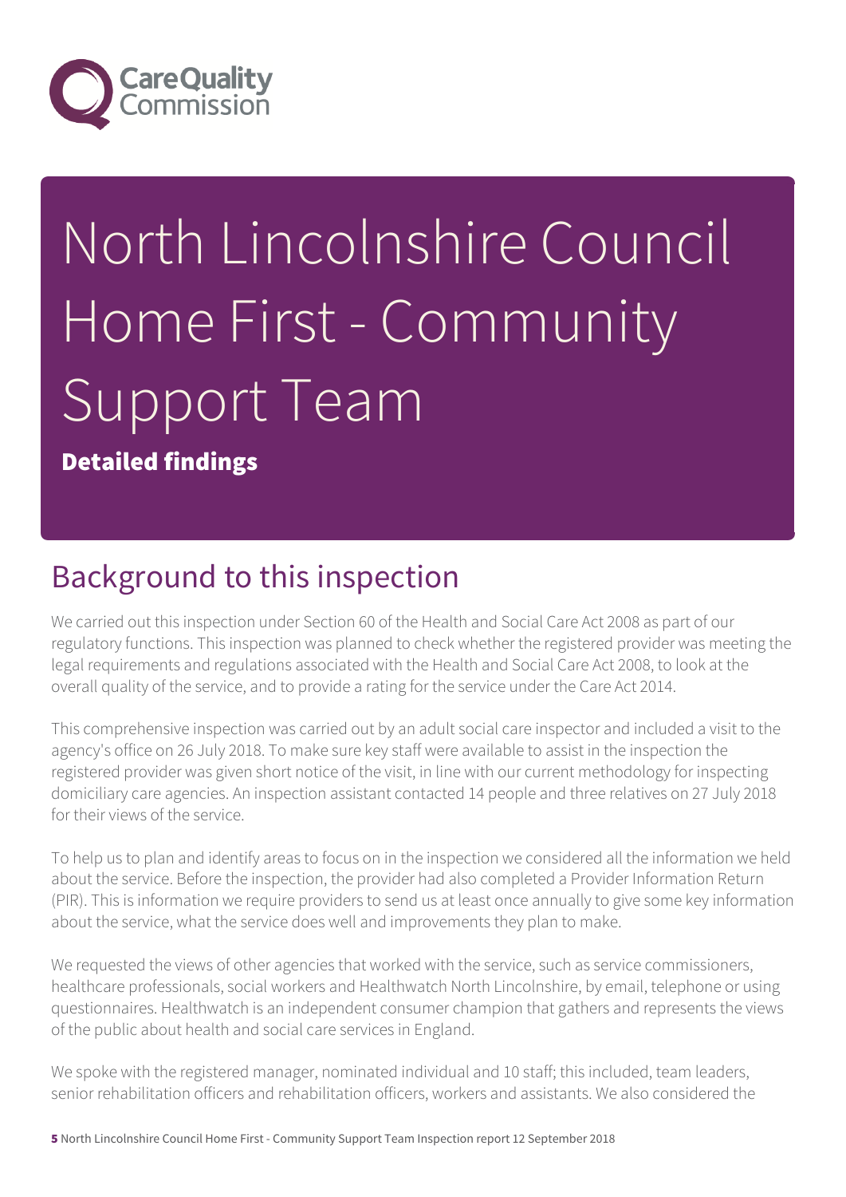# North Lincolnshire Council Home First - Community Support Team

**Detailed findings**

## Background to this inspection

We carried out this inspection under Section 60 of the Health and Social Care Act 2008 as part of our regulatory functions. This inspection was planned to check whether the registered provider was meeting the legal requirements and regulations associated with the Health and Social Care Act 2008, to look at the overall quality of the service, and to provide a rating for the service under the Care Act 2014.

This comprehensive inspection was carried out by an adult social care inspector and included a visit to the agency's office on 26 July 2018. To make sure key staff were available to assist in the inspection the registered provider was given short notice of the visit, in line with our current methodology for inspecting domiciliary care agencies. An inspection assistant contacted 14 people and three relatives on 27 July 2018 for their views of the service.

To help us to plan and identify areas to focus on in the inspection we considered all the information we held about the service. Before the inspection, the provider had also completed a Provider Information Return (PIR). This is information we require providers to send us at least once annually to give some key information about the service, what the service does well and improvements they plan to make.

We requested the views of other agencies that worked with the service, such as service commissioners, healthcare professionals, social workers and Healthwatch North Lincolnshire, by email, telephone or using questionnaires. Healthwatch is an independent consumer champion that gathers and represents the views of the public about health and social care services in England.

We spoke with the registered manager, nominated individual and 10 staff; this included, team leaders, senior rehabilitation officers and rehabilitation officers, workers and assistants. We also considered the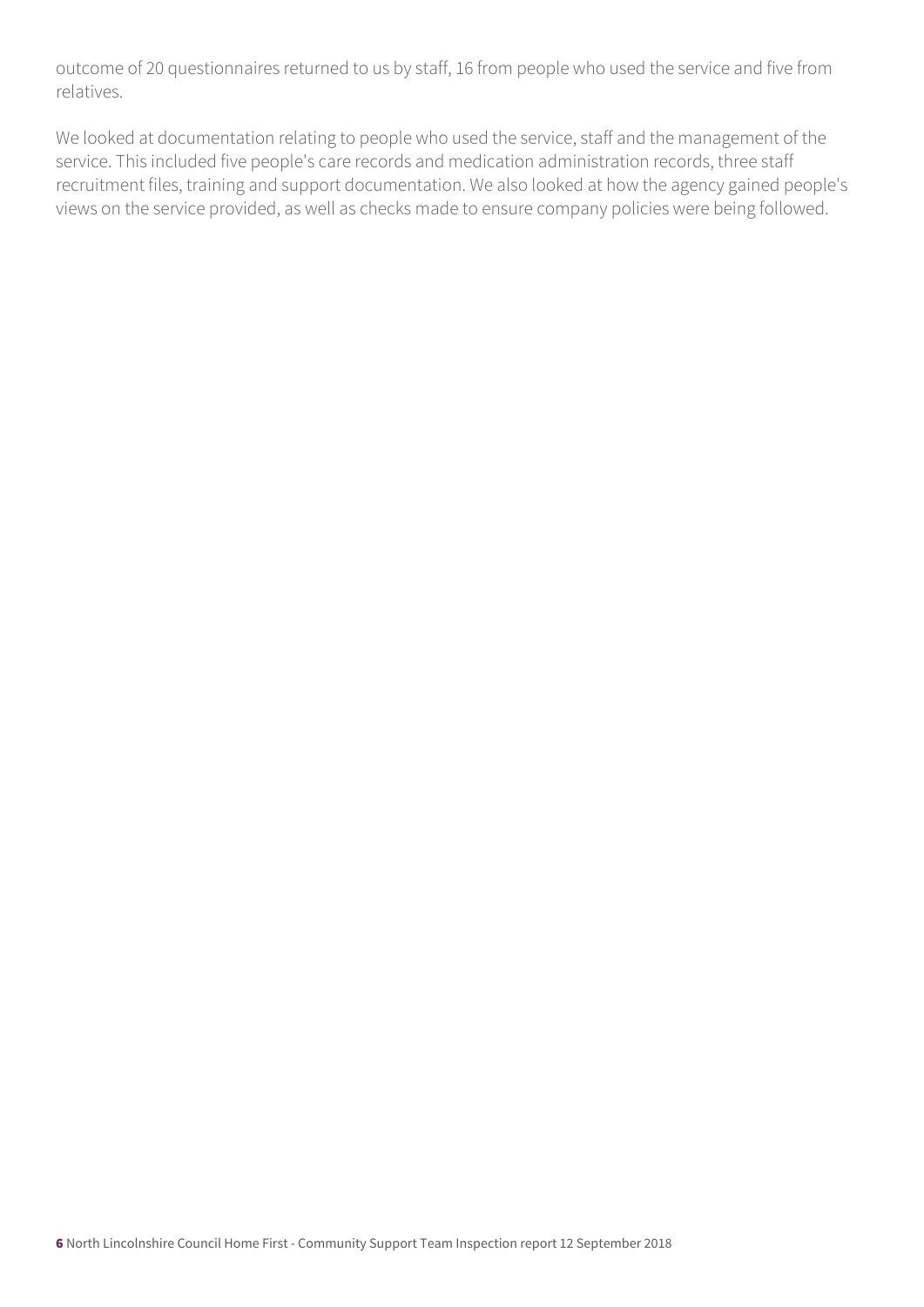outcome of 20 questionnaires returned to us by staff, 16 from people who used the service and five from relatives.

We looked at documentation relating to people who used the service, staff and the management of the service. This included five people's care records and medication administration records, three staff recruitment files, training and support documentation. We also looked at how the agency gained people's views on the service provided, as well as checks made to ensure company policies were being followed.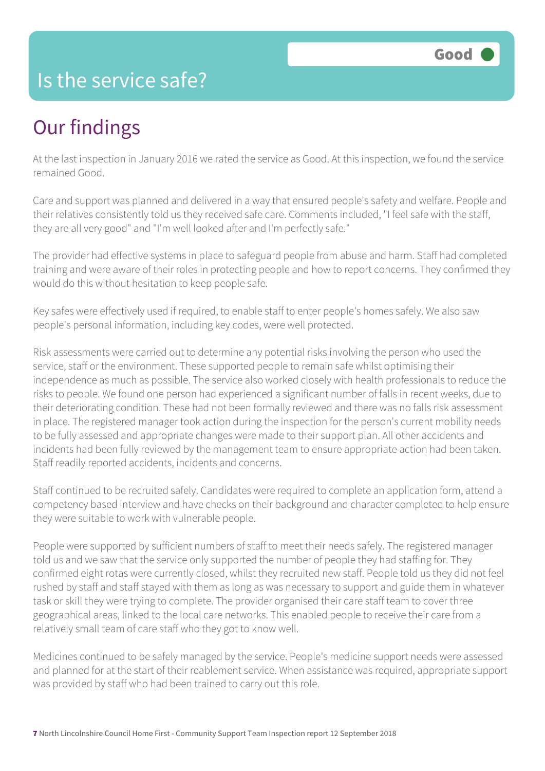# Is the service safe?

**Good**

## Our findings

At the last inspection in January 2016 we rated the service as Good. At this inspection, we found the service remained Good.

Care and support was planned and delivered in a way that ensured people's safety and welfare. People and their relatives consistently told us they received safe care. Comments included, "I feel safe with the staff, they are all very good" and "I'm well looked after and I'm perfectly safe."

The provider had effective systems in place to safeguard people from abuse and harm. Staff had completed training and were aware of their roles in protecting people and how to report concerns. They confirmed they would do this without hesitation to keep people safe.

Key safes were effectively used if required, to enable staff to enter people's homes safely. We also saw people's personal information, including key codes, were well protected.

Risk assessments were carried out to determine any potential risks involving the person who used the service, staff or the environment. These supported people to remain safe whilst optimising their independence as much as possible. The service also worked closely with health professionals to reduce the risks to people. We found one person had experienced a significant number of falls in recent weeks, due to their deteriorating condition. These had not been formally reviewed and there was no falls risk assessment in place. The registered manager took action during the inspection for the person's current mobility needs to be fully assessed and appropriate changes were made to their support plan. All other accidents and incidents had been fully reviewed by the management team to ensure appropriate action had been taken. Staff readily reported accidents, incidents and concerns.

Staff continued to be recruited safely. Candidates were required to complete an application form, attend a competency based interview and have checks on their background and character completed to help ensure they were suitable to work with vulnerable people.

People were supported by sufficient numbers of staff to meet their needs safely. The registered manager told us and we saw that the service only supported the number of people they had staffing for. They confirmed eight rotas were currently closed, whilst they recruited new staff. People told us they did not feel rushed by staff and staff stayed with them as long as was necessary to support and guide them in whatever task or skill they were trying to complete. The provider organised their care staff team to cover three geographical areas, linked to the local care networks. This enabled people to receive their care from a relatively small team of care staff who they got to know well.

Medicines continued to be safely managed by the service. People's medicine support needs were assessed and planned for at the start of their reablement service. When assistance was required, appropriate support was provided by staff who had been trained to carry out this role.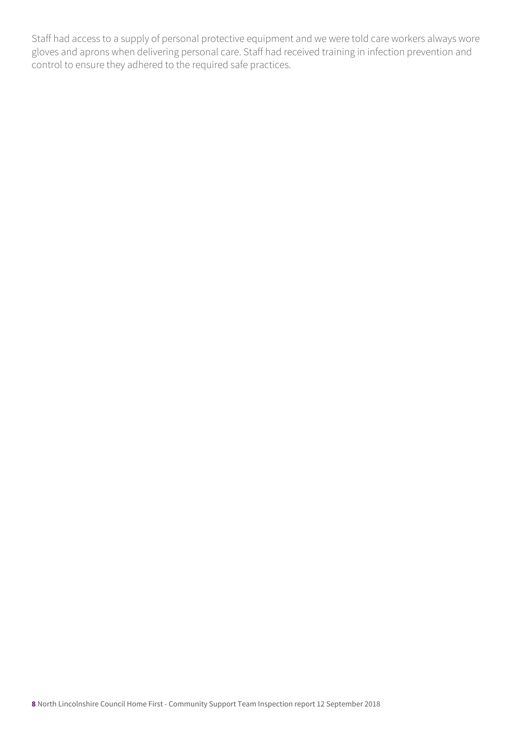Staff had access to a supply of personal protective equipment and we were told care workers always wore gloves and aprons when delivering personal care. Staff had received training in infection prevention and control to ensure they adhered to the required safe practices.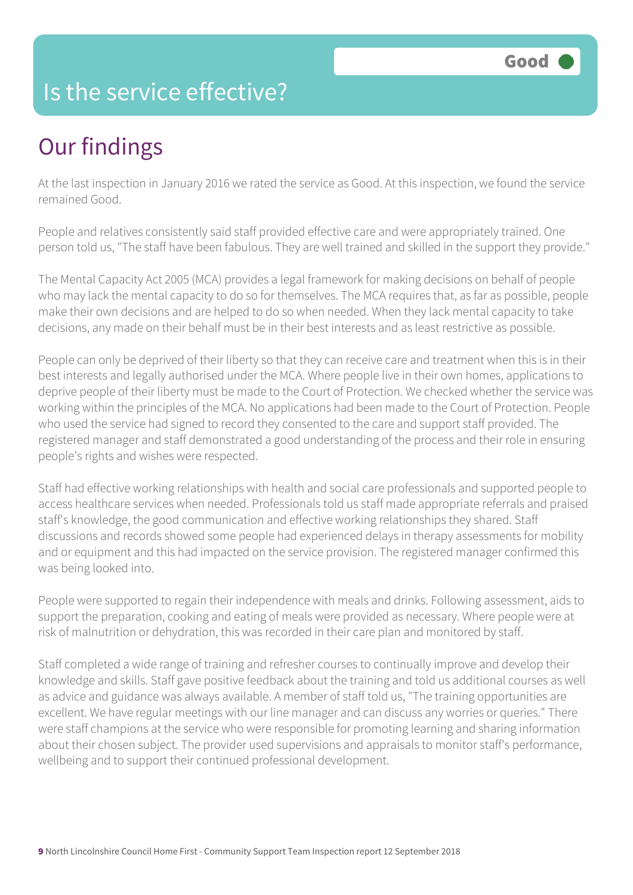# Is the service effective?

**Good**

## Our findings

At the last inspection in January 2016 we rated the service as Good. At this inspection, we found the service remained Good.

People and relatives consistently said staff provided effective care and were appropriately trained. One person told us, "The staff have been fabulous. They are well trained and skilled in the support they provide."

The Mental Capacity Act 2005 (MCA) provides a legal framework for making decisions on behalf of people who may lack the mental capacity to do so for themselves. The MCA requires that, as far as possible, people make their own decisions and are helped to do so when needed. When they lack mental capacity to take decisions, any made on their behalf must be in their best interests and as least restrictive as possible.

People can only be deprived of their liberty so that they can receive care and treatment when this is in their best interests and legally authorised under the MCA. Where people live in their own homes, applications to deprive people of their liberty must be made to the Court of Protection. We checked whether the service was working within the principles of the MCA. No applications had been made to the Court of Protection. People who used the service had signed to record they consented to the care and support staff provided. The registered manager and staff demonstrated a good understanding of the process and their role in ensuring people's rights and wishes were respected.

Staff had effective working relationships with health and social care professionals and supported people to access healthcare services when needed. Professionals told us staff made appropriate referrals and praised staff's knowledge, the good communication and effective working relationships they shared. Staff discussions and records showed some people had experienced delays in therapy assessments for mobility and or equipment and this had impacted on the service provision. The registered manager confirmed this was being looked into.

People were supported to regain their independence with meals and drinks. Following assessment, aids to support the preparation, cooking and eating of meals were provided as necessary. Where people were at risk of malnutrition or dehydration, this was recorded in their care plan and monitored by staff.

Staff completed a wide range of training and refresher courses to continually improve and develop their knowledge and skills. Staff gave positive feedback about the training and told us additional courses as well as advice and guidance was always available. A member of staff told us, "The training opportunities are excellent. We have regular meetings with our line manager and can discuss any worries or queries." There were staff champions at the service who were responsible for promoting learning and sharing information about their chosen subject. The provider used supervisions and appraisals to monitor staff's performance, wellbeing and to support their continued professional development.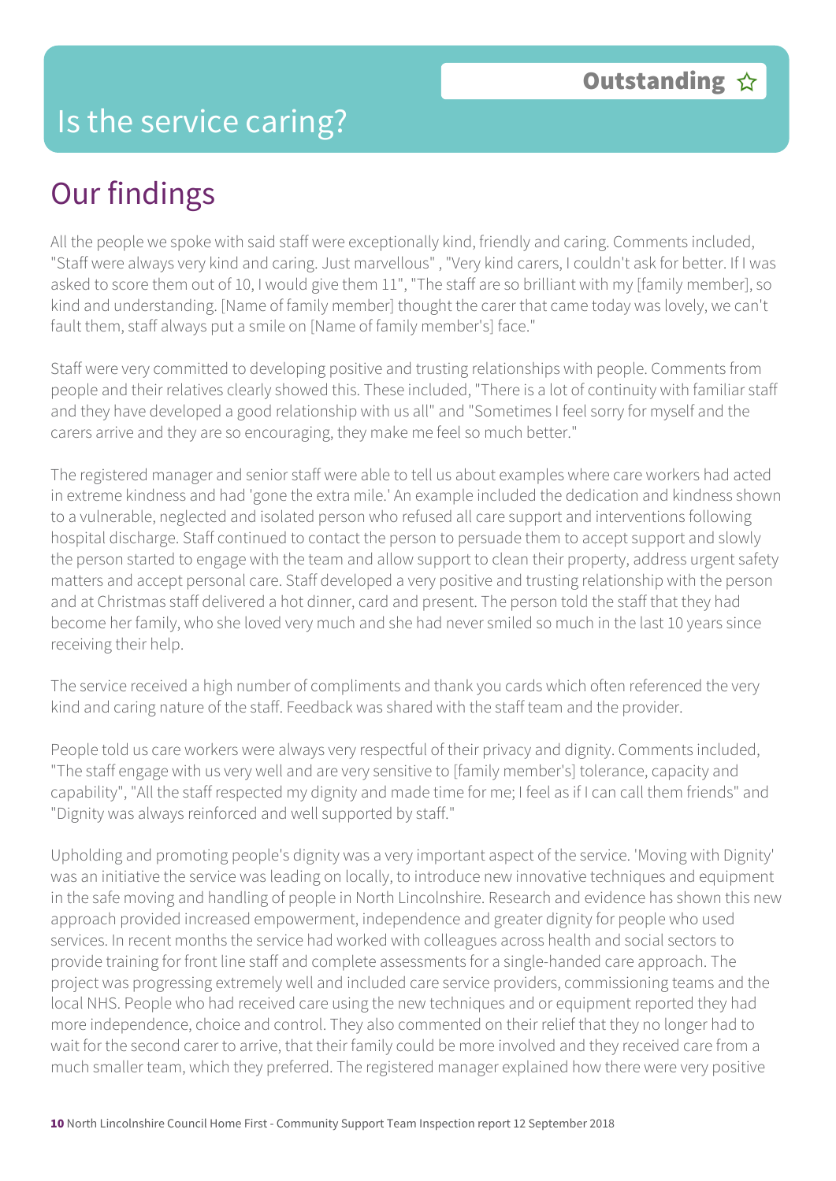# Is the service caring?

**Outstanding** ☆

## Our findings

All the people we spoke with said staff were exceptionally kind, friendly and caring. Comments included, "Staff were always very kind and caring. Just marvellous" , "Very kind carers, I couldn't ask for better. If I was asked to score them out of 10, I would give them 11", "The staff are so brilliant with my [family member], so kind and understanding. [Name of family member] thought the carer that came today was lovely, we can't fault them, staff always put a smile on [Name of family member's] face."

Staff were very committed to developing positive and trusting relationships with people. Comments from people and their relatives clearly showed this. These included, "There is a lot of continuity with familiar staff and they have developed a good relationship with us all" and "Sometimes I feel sorry for myself and the carers arrive and they are so encouraging, they make me feel so much better."

The registered manager and senior staff were able to tell us about examples where care workers had acted in extreme kindness and had 'gone the extra mile.' An example included the dedication and kindness shown to a vulnerable, neglected and isolated person who refused all care support and interventions following hospital discharge. Staff continued to contact the person to persuade them to accept support and slowly the person started to engage with the team and allow support to clean their property, address urgent safety matters and accept personal care. Staff developed a very positive and trusting relationship with the person and at Christmas staff delivered a hot dinner, card and present. The person told the staff that they had become her family, who she loved very much and she had never smiled so much in the last 10 years since receiving their help.

The service received a high number of compliments and thank you cards which often referenced the very kind and caring nature of the staff. Feedback was shared with the staff team and the provider.

People told us care workers were always very respectful of their privacy and dignity. Comments included, "The staff engage with us very well and are very sensitive to [family member's] tolerance, capacity and capability", "All the staff respected my dignity and made time for me; I feel as if I can call them friends" and "Dignity was always reinforced and well supported by staff."

Upholding and promoting people's dignity was a very important aspect of the service. 'Moving with Dignity' was an initiative the service was leading on locally, to introduce new innovative techniques and equipment in the safe moving and handling of people in North Lincolnshire. Research and evidence has shown this new approach provided increased empowerment, independence and greater dignity for people who used services. In recent months the service had worked with colleagues across health and social sectors to provide training for front line staff and complete assessments for a single-handed care approach. The project was progressing extremely well and included care service providers, commissioning teams and the local NHS. People who had received care using the new techniques and or equipment reported they had more independence, choice and control. They also commented on their relief that they no longer had to wait for the second carer to arrive, that their family could be more involved and they received care from a much smaller team, which they preferred. The registered manager explained how there were very positive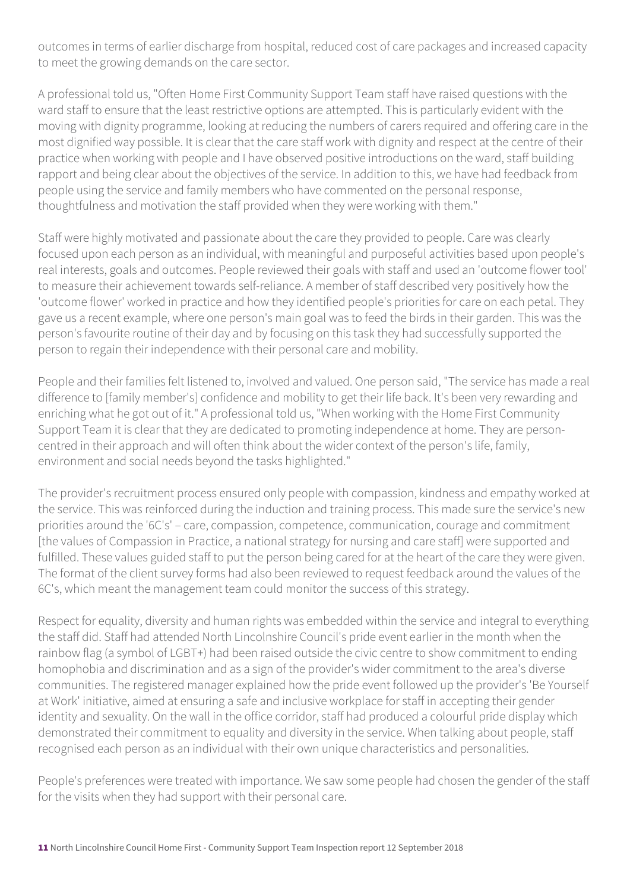outcomes in terms of earlier discharge from hospital, reduced cost of care packages and increased capacity to meet the growing demands on the care sector.

A professional told us, "Often Home First Community Support Team staff have raised questions with the ward staff to ensure that the least restrictive options are attempted. This is particularly evident with the moving with dignity programme, looking at reducing the numbers of carers required and offering care in the most dignified way possible. It is clear that the care staff work with dignity and respect at the centre of their practice when working with people and I have observed positive introductions on the ward, staff building rapport and being clear about the objectives of the service. In addition to this, we have had feedback from people using the service and family members who have commented on the personal response, thoughtfulness and motivation the staff provided when they were working with them."

Staff were highly motivated and passionate about the care they provided to people. Care was clearly focused upon each person as an individual, with meaningful and purposeful activities based upon people's real interests, goals and outcomes. People reviewed their goals with staff and used an 'outcome flower tool' to measure their achievement towards self-reliance. A member of staff described very positively how the 'outcome flower' worked in practice and how they identified people's priorities for care on each petal. They gave us a recent example, where one person's main goal was to feed the birds in their garden. This was the person's favourite routine of their day and by focusing on this task they had successfully supported the person to regain their independence with their personal care and mobility.

People and their families felt listened to, involved and valued. One person said, "The service has made a real difference to [family member's] confidence and mobility to get their life back. It's been very rewarding and enriching what he got out of it." A professional told us, "When working with the Home First Community Support Team it is clear that they are dedicated to promoting independence at home. They are person-centred in their approach and will often think about the wider context of the person's life, family, environment and social needs beyond the tasks highlighted."

The provider's recruitment process ensured only people with compassion, kindness and empathy worked at the service. This was reinforced during the induction and training process. This made sure the service's new priorities around the '6C's' – care, compassion, competence, communication, courage and commitment [the values of Compassion in Practice, a national strategy for nursing and care staff] were supported and fulfilled. These values guided staff to put the person being cared for at the heart of the care they were given. The format of the client survey forms had also been reviewed to request feedback around the values of the 6C's, which meant the management team could monitor the success of this strategy.

Respect for equality, diversity and human rights was embedded within the service and integral to everything the staff did. Staff had attended North Lincolnshire Council's pride event earlier in the month when the rainbow flag (a symbol of LGBT+) had been raised outside the civic centre to show commitment to ending homophobia and discrimination and as a sign of the provider's wider commitment to the area's diverse communities. The registered manager explained how the pride event followed up the provider's 'Be Yourself at Work' initiative, aimed at ensuring a safe and inclusive workplace for staff in accepting their gender identity and sexuality. On the wall in the office corridor, staff had produced a colourful pride display which demonstrated their commitment to equality and diversity in the service. When talking about people, staff recognised each person as an individual with their own unique characteristics and personalities.

People's preferences were treated with importance. We saw some people had chosen the gender of the staff for the visits when they had support with their personal care.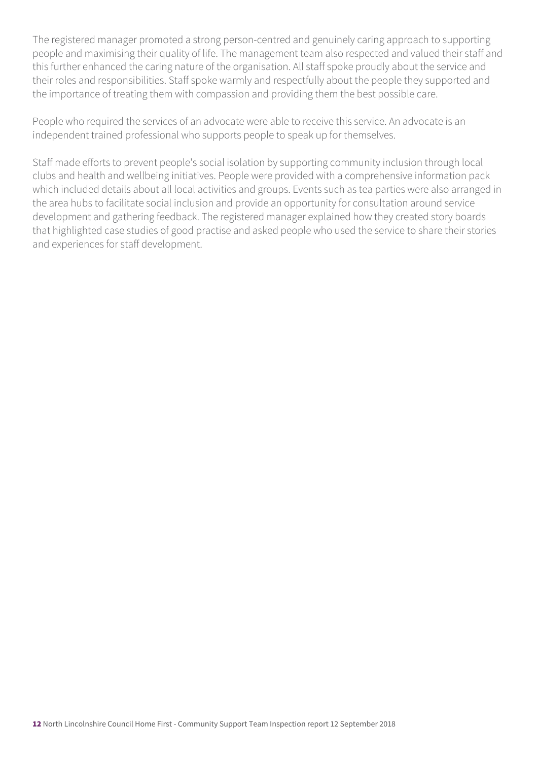The registered manager promoted a strong person-centred and genuinely caring approach to supporting people and maximising their quality of life. The management team also respected and valued their staff and this further enhanced the caring nature of the organisation. All staff spoke proudly about the service and their roles and responsibilities. Staff spoke warmly and respectfully about the people they supported and the importance of treating them with compassion and providing them the best possible care.

People who required the services of an advocate were able to receive this service. An advocate is an independent trained professional who supports people to speak up for themselves.

Staff made efforts to prevent people's social isolation by supporting community inclusion through local clubs and health and wellbeing initiatives. People were provided with a comprehensive information pack which included details about all local activities and groups. Events such as tea parties were also arranged in the area hubs to facilitate social inclusion and provide an opportunity for consultation around service development and gathering feedback. The registered manager explained how they created story boards that highlighted case studies of good practise and asked people who used the service to share their stories and experiences for staff development.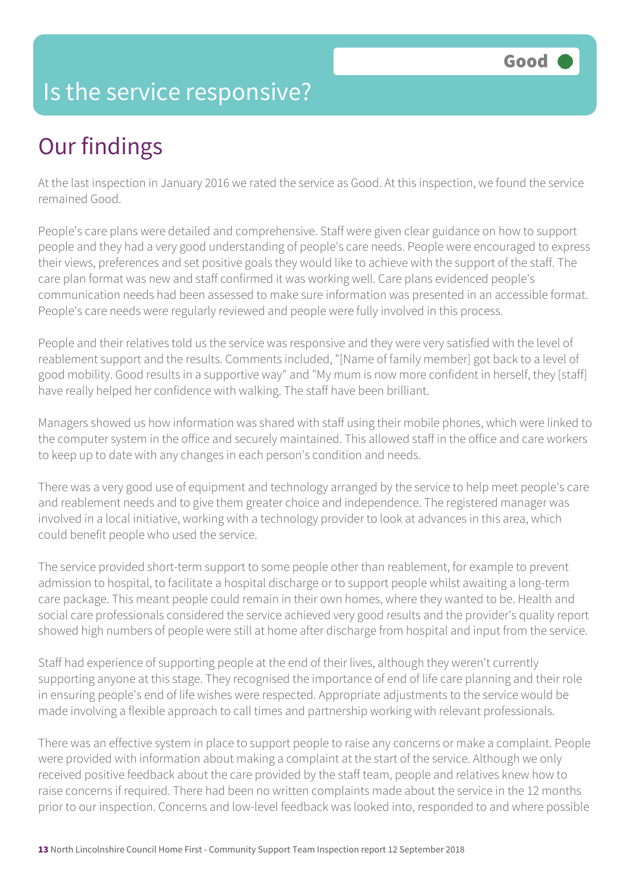# Is the service responsive?

Good

## Our findings

At the last inspection in January 2016 we rated the service as Good. At this inspection, we found the service remained Good.

People's care plans were detailed and comprehensive. Staff were given clear guidance on how to support people and they had a very good understanding of people's care needs. People were encouraged to express their views, preferences and set positive goals they would like to achieve with the support of the staff. The care plan format was new and staff confirmed it was working well. Care plans evidenced people's communication needs had been assessed to make sure information was presented in an accessible format. People's care needs were regularly reviewed and people were fully involved in this process.

People and their relatives told us the service was responsive and they were very satisfied with the level of reablement support and the results. Comments included, "[Name of family member] got back to a level of good mobility. Good results in a supportive way" and "My mum is now more confident in herself, they [staff] have really helped her confidence with walking. The staff have been brilliant.

Managers showed us how information was shared with staff using their mobile phones, which were linked to the computer system in the office and securely maintained. This allowed staff in the office and care workers to keep up to date with any changes in each person's condition and needs.

There was a very good use of equipment and technology arranged by the service to help meet people's care and reablement needs and to give them greater choice and independence. The registered manager was involved in a local initiative, working with a technology provider to look at advances in this area, which could benefit people who used the service.

The service provided short-term support to some people other than reablement, for example to prevent admission to hospital, to facilitate a hospital discharge or to support people whilst awaiting a long-term care package. This meant people could remain in their own homes, where they wanted to be. Health and social care professionals considered the service achieved very good results and the provider's quality report showed high numbers of people were still at home after discharge from hospital and input from the service.

Staff had experience of supporting people at the end of their lives, although they weren't currently supporting anyone at this stage. They recognised the importance of end of life care planning and their role in ensuring people's end of life wishes were respected. Appropriate adjustments to the service would be made involving a flexible approach to call times and partnership working with relevant professionals.

There was an effective system in place to support people to raise any concerns or make a complaint. People were provided with information about making a complaint at the start of the service. Although we only received positive feedback about the care provided by the staff team, people and relatives knew how to raise concerns if required. There had been no written complaints made about the service in the 12 months prior to our inspection. Concerns and low-level feedback was looked into, responded to and where possible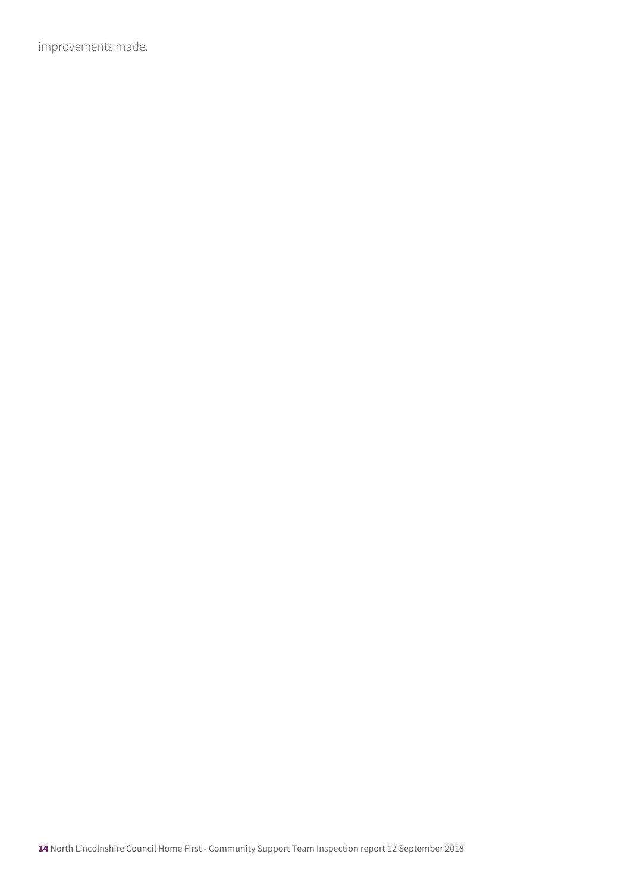improvements made.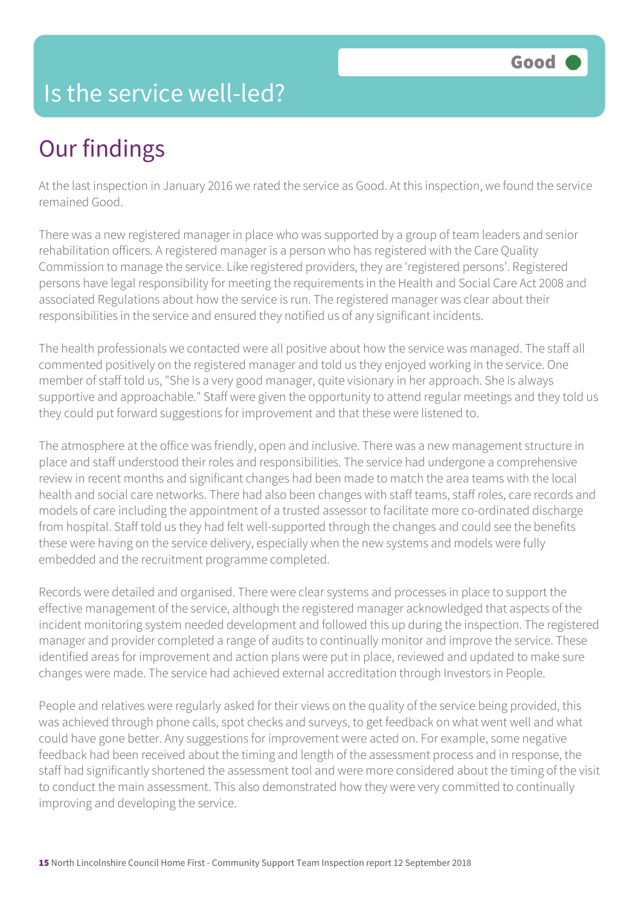Good

# Is the service well-led?

## Our findings

At the last inspection in January 2016 we rated the service as Good. At this inspection, we found the service remained Good.

There was a new registered manager in place who was supported by a group of team leaders and senior rehabilitation officers. A registered manager is a person who has registered with the Care Quality Commission to manage the service. Like registered providers, they are 'registered persons'. Registered persons have legal responsibility for meeting the requirements in the Health and Social Care Act 2008 and associated Regulations about how the service is run. The registered manager was clear about their responsibilities in the service and ensured they notified us of any significant incidents.

The health professionals we contacted were all positive about how the service was managed. The staff all commented positively on the registered manager and told us they enjoyed working in the service. One member of staff told us, "She is a very good manager, quite visionary in her approach. She is always supportive and approachable." Staff were given the opportunity to attend regular meetings and they told us they could put forward suggestions for improvement and that these were listened to.

The atmosphere at the office was friendly, open and inclusive. There was a new management structure in place and staff understood their roles and responsibilities. The service had undergone a comprehensive review in recent months and significant changes had been made to match the area teams with the local health and social care networks. There had also been changes with staff teams, staff roles, care records and models of care including the appointment of a trusted assessor to facilitate more co-ordinated discharge from hospital. Staff told us they had felt well-supported through the changes and could see the benefits these were having on the service delivery, especially when the new systems and models were fully embedded and the recruitment programme completed.

Records were detailed and organised. There were clear systems and processes in place to support the effective management of the service, although the registered manager acknowledged that aspects of the incident monitoring system needed development and followed this up during the inspection. The registered manager and provider completed a range of audits to continually monitor and improve the service. These identified areas for improvement and action plans were put in place, reviewed and updated to make sure changes were made. The service had achieved external accreditation through Investors in People.

People and relatives were regularly asked for their views on the quality of the service being provided, this was achieved through phone calls, spot checks and surveys, to get feedback on what went well and what could have gone better. Any suggestions for improvement were acted on. For example, some negative feedback had been received about the timing and length of the assessment process and in response, the staff had significantly shortened the assessment tool and were more considered about the timing of the visit to conduct the main assessment. This also demonstrated how they were very committed to continually improving and developing the service.